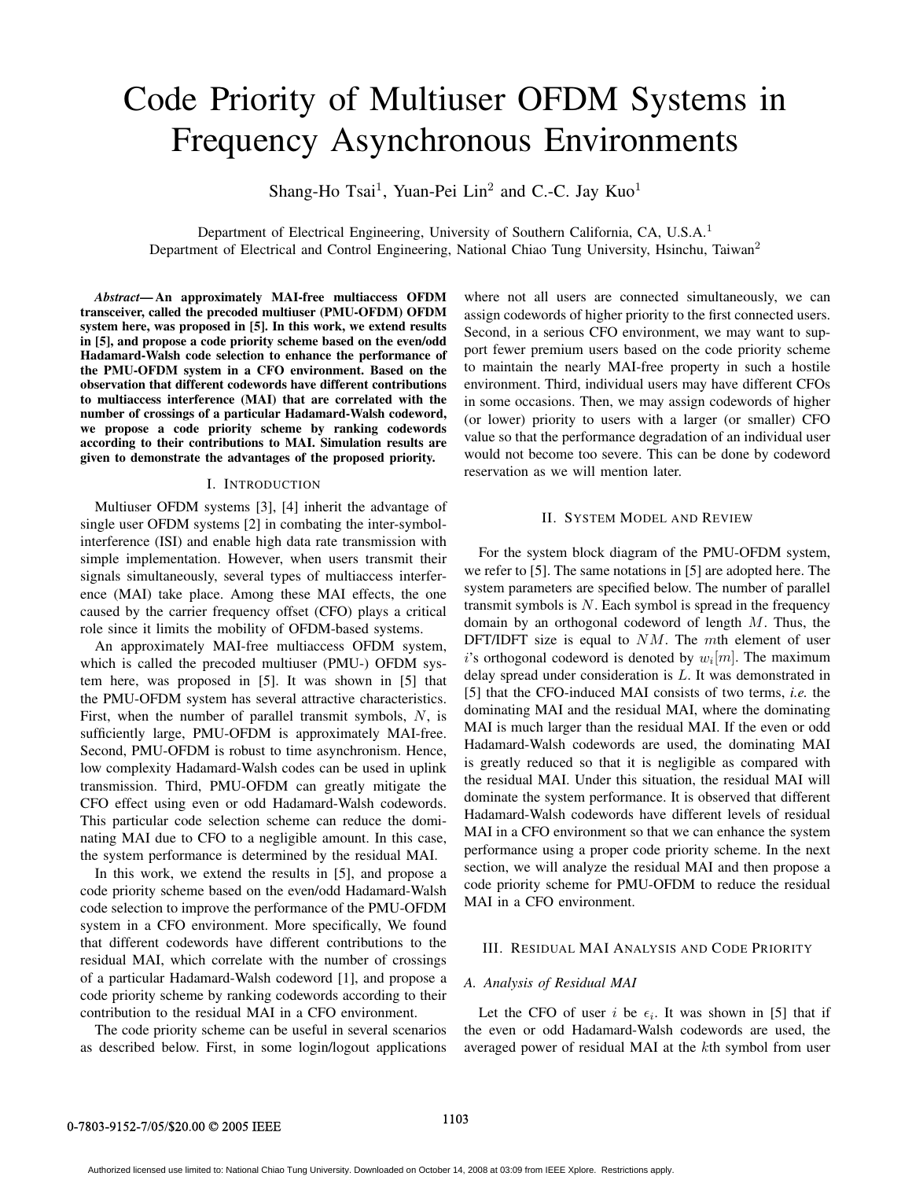# Code Priority of Multiuser OFDM Systems in Frequency Asynchronous Environments

Shang-Ho Tsai[1], Yuan-Pei Lin[2] and C.-C. Jay Kuo[1]

Department of Electrical Engineering, University of Southern California, CA, U.S.A.[1]
Department of Electrical and Control Engineering, National Chiao Tung University, Hsinchu, Taiwan[2]

***Abstract*— An approximately MAI-free multiaccess OFDM transceiver, called the precoded multiuser (PMU-OFDM) OFDM system here, was proposed in [5]. In this work, we extend results in [5], and propose a code priority scheme based on the even/odd Hadamard-Walsh code selection to enhance the performance of the PMU-OFDM system in a CFO environment. Based on the observation that different codewords have different contributions to multiaccess interference (MAI) that are correlated with the number of crossings of a particular Hadamard-Walsh codeword, we propose a code priority scheme by ranking codewords according to their contributions to MAI. Simulation results are given to demonstrate the advantages of the proposed priority.**

## I. Introduction

Multiuser OFDM systems [3], [4] inherit the advantage of single user OFDM systems [2] in combating the inter-symbol-interference (ISI) and enable high data rate transmission with simple implementation. However, when users transmit their signals simultaneously, several types of multiaccess interference (MAI) take place. Among these MAI effects, the one caused by the carrier frequency offset (CFO) plays a critical role since it limits the mobility of OFDM-based systems.

An approximately MAI-free multiaccess OFDM system, which is called the precoded multiuser (PMU-) OFDM system here, was proposed in [5]. It was shown in [5] that the PMU-OFDM system has several attractive characteristics. First, when the number of parallel transmit symbols, $N$, is sufficiently large, PMU-OFDM is approximately MAI-free. Second, PMU-OFDM is robust to time asynchronism. Hence, low complexity Hadamard-Walsh codes can be used in uplink transmission. Third, PMU-OFDM can greatly mitigate the CFO effect using even or odd Hadamard-Walsh codewords. This particular code selection scheme can reduce the dominating MAI due to CFO to a negligible amount. In this case, the system performance is determined by the residual MAI.

In this work, we extend the results in [5], and propose a code priority scheme based on the even/odd Hadamard-Walsh code selection to improve the performance of the PMU-OFDM system in a CFO environment. More specifically, We found that different codewords have different contributions to the residual MAI, which correlate with the number of crossings of a particular Hadamard-Walsh codeword [1], and propose a code priority scheme by ranking codewords according to their contribution to the residual MAI in a CFO environment.

The code priority scheme can be useful in several scenarios as described below. First, in some login/logout applications where not all users are connected simultaneously, we can assign codewords of higher priority to the first connected users. Second, in a serious CFO environment, we may want to support fewer premium users based on the code priority scheme to maintain the nearly MAI-free property in such a hostile environment. Third, individual users may have different CFOs in some occasions. Then, we may assign codewords of higher (or lower) priority to users with a larger (or smaller) CFO value so that the performance degradation of an individual user would not become too severe. This can be done by codeword reservation as we will mention later.

## II. System Model and Review

For the system block diagram of the PMU-OFDM system, we refer to [5]. The same notations in [5] are adopted here. The system parameters are specified below. The number of parallel transmit symbols is $N$. Each symbol is spread in the frequency domain by an orthogonal codeword of length $M$. Thus, the DFT/IDFT size is equal to $NM$. The $m$th element of user $i$'s orthogonal codeword is denoted by $w_i[m]$. The maximum delay spread under consideration is $L$. It was demonstrated in [5] that the CFO-induced MAI consists of two terms, *i.e.* the dominating MAI and the residual MAI, where the dominating MAI is much larger than the residual MAI. If the even or odd Hadamard-Walsh codewords are used, the dominating MAI is greatly reduced so that it is negligible as compared with the residual MAI. Under this situation, the residual MAI will dominate the system performance. It is observed that different Hadamard-Walsh codewords have different levels of residual MAI in a CFO environment so that we can enhance the system performance using a proper code priority scheme. In the next section, we will analyze the residual MAI and then propose a code priority scheme for PMU-OFDM to reduce the residual MAI in a CFO environment.

## III. Residual MAI Analysis and Code Priority

### A. Analysis of Residual MAI

Let the CFO of user $i$ be $\epsilon_i$. It was shown in [5] that if the even or odd Hadamard-Walsh codewords are used, the averaged power of residual MAI at the $k$th symbol from user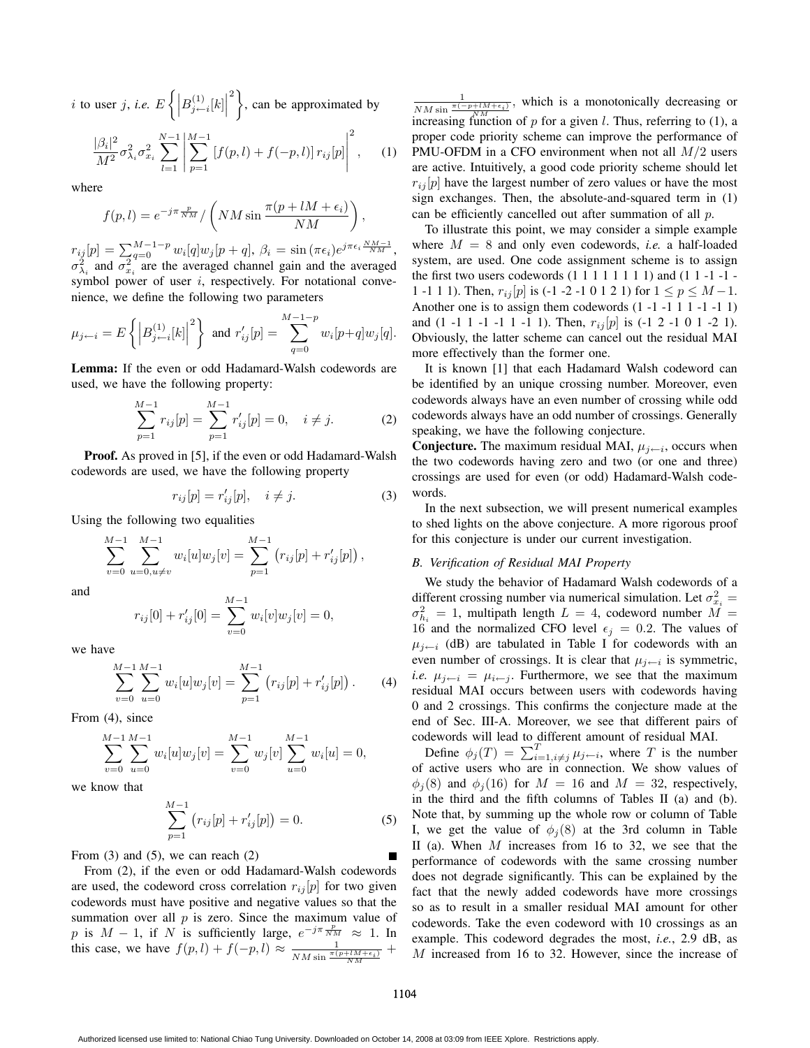$i$ to user $j$, *i.e.* $E\left\{\left|B_{j\leftarrow i}^{(1)}[k]\right|^2\right\}$, can be approximated by

$$\frac{|\beta_i|^2}{M^2}\sigma_{\lambda_i}^2\sigma_{x_i}^2\sum_{l=1}^{N-1}\left|\sum_{p=1}^{M-1}\left[f(p,l)+f(-p,l)\right]r_{ij}[p]\right|^2, \quad (1)$$

where

$$f(p,l)=e^{-j\pi\frac{p}{NM}}/\left(NM\sin\frac{\pi(p+lM+\epsilon_i)}{NM}\right),$$

$r_{ij}[p]=\sum_{q=0}^{M-1-p}w_i[q]w_j[p+q]$, $\beta_i=\sin(\pi\epsilon_i)e^{j\pi\epsilon_i\frac{NM-1}{NM}}$, $\sigma_{\lambda_i}^2$ and $\sigma_{x_i}^2$ are the averaged channel gain and the averaged symbol power of user $i$, respectively. For notational convenience, we define the following two parameters

$$\mu_{j\leftarrow i}=E\left\{\left|B_{j\leftarrow i}^{(1)}[k]\right|^2\right\} \text{ and } r'_{ij}[p]=\sum_{q=0}^{M-1-p}w_i[p+q]w_j[q].$$

**Lemma:** If the even or odd Hadamard-Walsh codewords are used, we have the following property:

$$\sum_{p=1}^{M-1}r_{ij}[p]=\sum_{p=1}^{M-1}r'_{ij}[p]=0, \quad i\neq j. \quad (2)$$

**Proof.** As proved in [5], if the even or odd Hadamard-Walsh codewords are used, we have the following property

$$r_{ij}[p]=r'_{ij}[p], \quad i\neq j. \quad (3)$$

Using the following two equalities

$$\sum_{v=0}^{M-1}\sum_{u=0,u\neq v}^{M-1}w_i[u]w_j[v]=\sum_{p=1}^{M-1}\left(r_{ij}[p]+r'_{ij}[p]\right),$$

and

$$r_{ij}[0]+r'_{ij}[0]=\sum_{v=0}^{M-1}w_i[v]w_j[v]=0,$$

we have

$$\sum_{v=0}^{M-1}\sum_{u=0}^{M-1}w_i[u]w_j[v]=\sum_{p=1}^{M-1}\left(r_{ij}[p]+r'_{ij}[p]\right). \quad (4)$$

From (4), since

$$\sum_{v=0}^{M-1}\sum_{u=0}^{M-1}w_i[u]w_j[v]=\sum_{v=0}^{M-1}w_j[v]\sum_{u=0}^{M-1}w_i[u]=0,$$

we know that

$$\sum_{p=1}^{M-1}\left(r_{ij}[p]+r'_{ij}[p]\right)=0. \quad (5)$$

From (3) and (5), we can reach (2) ■

From (2), if the even or odd Hadamard-Walsh codewords are used, the codeword cross correlation $r_{ij}[p]$ for two given codewords must have positive and negative values so that the summation over all $p$ is zero. Since the maximum value of $p$ is $M-1$, if $N$ is sufficiently large, $e^{-j\pi\frac{p}{NM}}\approx 1$. In this case, we have $f(p,l)+f(-p,l)\approx\frac{1}{NM\sin\frac{\pi(p+lM+\epsilon_i)}{NM}}+\frac{1}{NM\sin\frac{\pi(-p+lM+\epsilon_i)}{NM}}$, which is a monotonically decreasing or increasing function of $p$ for a given $l$. Thus, referring to (1), a proper code priority scheme can improve the performance of PMU-OFDM in a CFO environment when not all $M/2$ users are active. Intuitively, a good code priority scheme should let $r_{ij}[p]$ have the largest number of zero values or have the most sign exchanges. Then, the absolute-and-squared term in (1) can be efficiently cancelled out after summation of all $p$.

To illustrate this point, we may consider a simple example where $M=8$ and only even codewords, *i.e.* a half-loaded system, are used. One code assignment scheme is to assign the first two users codewords (1 1 1 1 1 1 1 1) and (1 1 -1 -1 -1 -1 1 1). Then, $r_{ij}[p]$ is (-1 -2 -1 0 1 2 1) for $1\leq p\leq M-1$. Another one is to assign them codewords (1 -1 -1 1 1 -1 -1 1) and (1 -1 1 -1 -1 1 -1 1). Then, $r_{ij}[p]$ is (-1 2 -1 0 1 -2 1). Obviously, the latter scheme can cancel out the residual MAI more effectively than the former one.

It is known [1] that each Hadamard Walsh codeword can be identified by an unique crossing number. Moreover, even codewords always have an even number of crossing while odd codewords always have an odd number of crossings. Generally speaking, we have the following conjecture.

**Conjecture.** The maximum residual MAI, $\mu_{j\leftarrow i}$, occurs when the two codewords having zero and two (or one and three) crossings are used for even (or odd) Hadamard-Walsh codewords.

In the next subsection, we will present numerical examples to shed lights on the above conjecture. A more rigorous proof for this conjecture is under our current investigation.

### *B. Verification of Residual MAI Property*

We study the behavior of Hadamard Walsh codewords of a different crossing number via numerical simulation. Let $\sigma_{x_i}^2=\sigma_{h_i}^2=1$, multipath length $L=4$, codeword number $M=16$ and the normalized CFO level $\epsilon_j=0.2$. The values of $\mu_{j\leftarrow i}$ (dB) are tabulated in Table I for codewords with an even number of crossings. It is clear that $\mu_{j\leftarrow i}$ is symmetric, *i.e.* $\mu_{j\leftarrow i}=\mu_{i\leftarrow j}$. Furthermore, we see that the maximum residual MAI occurs between users with codewords having 0 and 2 crossings. This confirms the conjecture made at the end of Sec. III-A. Moreover, we see that different pairs of codewords will lead to different amount of residual MAI.

Define $\phi_j(T)=\sum_{i=1,i\neq j}^{T}\mu_{j\leftarrow i}$, where $T$ is the number of active users who are in connection. We show values of $\phi_j(8)$ and $\phi_j(16)$ for $M=16$ and $M=32$, respectively, in the third and the fifth columns of Tables II (a) and (b). Note that, by summing up the whole row or column of Table I, we get the value of $\phi_j(8)$ at the 3rd column in Table II (a). When $M$ increases from 16 to 32, we see that the performance of codewords with the same crossing number does not degrade significantly. This can be explained by the fact that the newly added codewords have more crossings so as to result in a smaller residual MAI amount for other codewords. Take the even codeword with 10 crossings as an example. This codeword degrades the most, *i.e.*, 2.9 dB, as $M$ increased from 16 to 32. However, since the increase of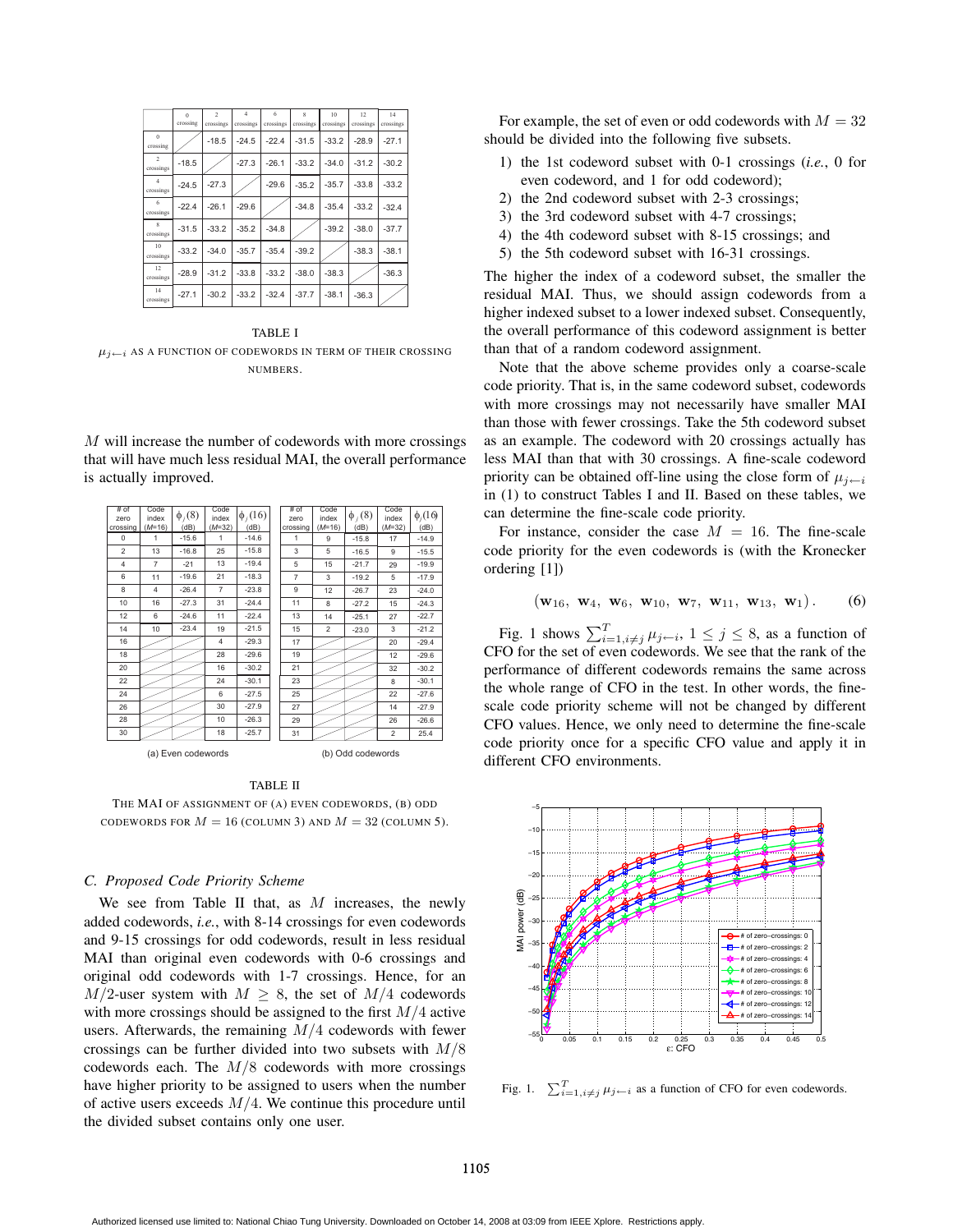|  | 0 crossing | 2 crossings | 4 crossings | 6 crossings | 8 crossings | 10 crossings | 12 crossings | 14 crossings |
|---|---|---|---|---|---|---|---|---|
| 0 crossing |  | -18.5 | -24.5 | -22.4 | -31.5 | -33.2 | -28.9 | -27.1 |
| 2 crossings | -18.5 |  | -27.3 | -26.1 | -33.2 | -34.0 | -31.2 | -30.2 |
| 4 crossings | -24.5 | -27.3 |  | -29.6 | -35.2 | -35.7 | -33.8 | -33.2 |
| 6 crossings | -22.4 | -26.1 | -29.6 |  | -34.8 | -35.4 | -33.2 | -32.4 |
| 8 crossings | -31.5 | -33.2 | -35.2 | -34.8 |  | -39.2 | -38.0 | -37.7 |
| 10 crossings | -33.2 | -34.0 | -35.7 | -35.4 | -39.2 |  | -38.3 | -38.1 |
| 12 crossings | -28.9 | -31.2 | -33.8 | -33.2 | -38.0 | -38.3 |  | -36.3 |
| 14 crossings | -27.1 | -30.2 | -33.2 | -32.4 | -37.7 | -38.1 | -36.3 |  |

TABLE I

$\mu_{j \leftarrow i}$ AS A FUNCTION OF CODEWORDS IN TERM OF THEIR CROSSING NUMBERS.

$M$ will increase the number of codewords with more crossings that will have much less residual MAI, the overall performance is actually improved.

(a) Even codewords

| # of zero crossing | Code index (M=16) | $\phi_i(8)$ (dB) | Code index (M=32) | $\phi_i(16)$ (dB) |
|---|---|---|---|---|
| 0 | 1 | -15.6 | 1 | -14.6 |
| 2 | 13 | -16.8 | 25 | -15.8 |
| 4 | 7 | -21 | 13 | -19.4 |
| 6 | 11 | -19.6 | 21 | -18.3 |
| 8 | 4 | -26.4 | 7 | -23.8 |
| 10 | 16 | -27.3 | 31 | -24.4 |
| 12 | 6 | -24.6 | 11 | -22.4 |
| 14 | 10 | -23.4 | 19 | -21.5 |
| 16 |  |  | 4 | -29.3 |
| 18 |  |  | 28 | -29.6 |
| 20 |  |  | 16 | -30.2 |
| 22 |  |  | 24 | -30.1 |
| 24 |  |  | 6 | -27.5 |
| 26 |  |  | 30 | -27.9 |
| 28 |  |  | 10 | -26.3 |
| 30 |  |  | 18 | -25.7 |

(b) Odd codewords

| # of zero crossing | Code index (M=16) | $\phi_i(8)$ (dB) | Code index (M=32) | $\phi_i(16)$ (dB) |
|---|---|---|---|---|
| 1 | 9 | -15.8 | 17 | -14.9 |
| 3 | 5 | -16.5 | 9 | -15.5 |
| 5 | 15 | -21.7 | 29 | -19.9 |
| 7 | 3 | -19.2 | 5 | -17.9 |
| 9 | 12 | -26.7 | 23 | -24.0 |
| 11 | 8 | -27.2 | 15 | -24.3 |
| 13 | 14 | -25.1 | 27 | -22.7 |
| 15 | 2 | -23.0 | 3 | -21.2 |
| 17 |  |  | 20 | -29.4 |
| 19 |  |  | 12 | -29.6 |
| 21 |  |  | 32 | -30.2 |
| 23 |  |  | 8 | -30.1 |
| 25 |  |  | 22 | -27.6 |
| 27 |  |  | 14 | -27.9 |
| 29 |  |  | 26 | -26.6 |
| 31 |  |  | 2 | 25.4 |

TABLE II

THE MAI OF ASSIGNMENT OF (A) EVEN CODEWORDS, (B) ODD CODEWORDS FOR $M = 16$ (COLUMN 3) AND $M = 32$ (COLUMN 5).

### C. Proposed Code Priority Scheme

We see from Table II that, as $M$ increases, the newly added codewords, *i.e.*, with 8-14 crossings for even codewords and 9-15 crossings for odd codewords, result in less residual MAI than original even codewords with 0-6 crossings and original odd codewords with 1-7 crossings. Hence, for an $M/2$-user system with $M \geq 8$, the set of $M/4$ codewords with more crossings should be assigned to the first $M/4$ active users. Afterwards, the remaining $M/4$ codewords with fewer crossings can be further divided into two subsets with $M/8$ codewords each. The $M/8$ codewords with more crossings have higher priority to be assigned to users when the number of active users exceeds $M/4$. We continue this procedure until the divided subset contains only one user.

For example, the set of even or odd codewords with $M = 32$ should be divided into the following five subsets.

1) the 1st codeword subset with 0-1 crossings (*i.e.*, 0 for even codeword, and 1 for odd codeword);
2) the 2nd codeword subset with 2-3 crossings;
3) the 3rd codeword subset with 4-7 crossings;
4) the 4th codeword subset with 8-15 crossings; and
5) the 5th codeword subset with 16-31 crossings.

The higher the index of a codeword subset, the smaller the residual MAI. Thus, we should assign codewords from a higher indexed subset to a lower indexed subset. Consequently, the overall performance of this codeword assignment is better than that of a random codeword assignment.

Note that the above scheme provides only a coarse-scale code priority. That is, in the same codeword subset, codewords with more crossings may not necessarily have smaller MAI than those with fewer crossings. Take the 5th codeword subset as an example. The codeword with 20 crossings actually has less MAI than that with 30 crossings. A fine-scale codeword priority can be obtained off-line using the close form of $\mu_{j \leftarrow i}$ in (1) to construct Tables I and II. Based on these tables, we can determine the fine-scale code priority.

For instance, consider the case $M = 16$. The fine-scale code priority for the even codewords is (with the Kronecker ordering [1])

$$(\mathbf{w}_{16},\ \mathbf{w}_4,\ \mathbf{w}_6,\ \mathbf{w}_{10},\ \mathbf{w}_7,\ \mathbf{w}_{11},\ \mathbf{w}_{13},\ \mathbf{w}_1). \tag{6}$$

Fig. 1 shows $\sum_{i=1, i \neq j}^{T} \mu_{j \leftarrow i}$, $1 \leq j \leq 8$, as a function of CFO for the set of even codewords. We see that the rank of the performance of different codewords remains the same across the whole range of CFO in the test. In other words, the fine-scale code priority scheme will not be changed by different CFO values. Hence, we only need to determine the fine-scale code priority once for a specific CFO value and apply it in different CFO environments.

Fig. 1. $\sum_{i=1, i \neq j}^{T} \mu_{j \leftarrow i}$ as a function of CFO for even codewords.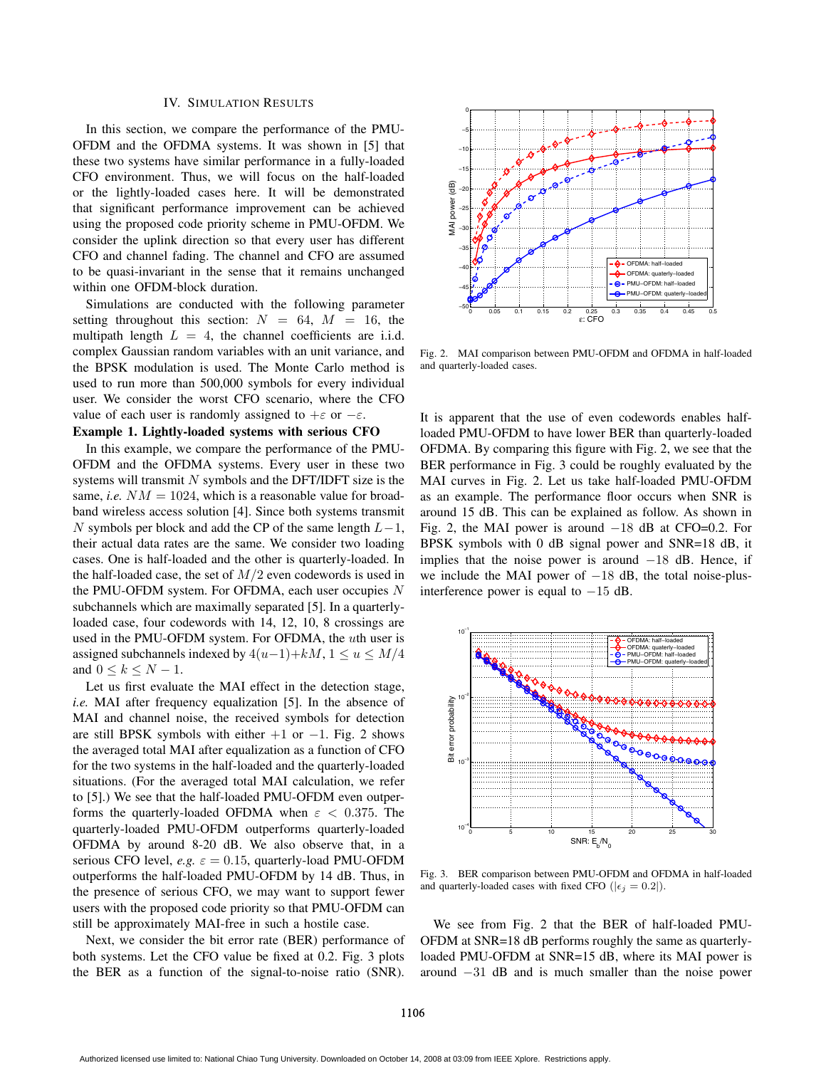## IV. Simulation Results

In this section, we compare the performance of the PMU-OFDM and the OFDMA systems. It was shown in [5] that these two systems have similar performance in a fully-loaded CFO environment. Thus, we will focus on the half-loaded or the lightly-loaded cases here. It will be demonstrated that significant performance improvement can be achieved using the proposed code priority scheme in PMU-OFDM. We consider the uplink direction so that every user has different CFO and channel fading. The channel and CFO are assumed to be quasi-invariant in the sense that it remains unchanged within one OFDM-block duration.

Simulations are conducted with the following parameter setting throughout this section: $N = 64$, $M = 16$, the multipath length $L = 4$, the channel coefficients are i.i.d. complex Gaussian random variables with an unit variance, and the BPSK modulation is used. The Monte Carlo method is used to run more than 500,000 symbols for every individual user. We consider the worst CFO scenario, where the CFO value of each user is randomly assigned to $+\varepsilon$ or $-\varepsilon$.

**Example 1. Lightly-loaded systems with serious CFO**

In this example, we compare the performance of the PMU-OFDM and the OFDMA systems. Every user in these two systems will transmit $N$ symbols and the DFT/IDFT size is the same, *i.e.* $NM = 1024$, which is a reasonable value for broadband wireless access solution [4]. Since both systems transmit $N$ symbols per block and add the CP of the same length $L-1$, their actual data rates are the same. We consider two loading cases. One is half-loaded and the other is quarterly-loaded. In the half-loaded case, the set of $M/2$ even codewords is used in the PMU-OFDM system. For OFDMA, each user occupies $N$ subchannels which are maximally separated [5]. In a quarterly-loaded case, four codewords with 14, 12, 10, 8 crossings are used in the PMU-OFDM system. For OFDMA, the $u$th user is assigned subchannels indexed by $4(u-1)+kM$, $1 \le u \le M/4$ and $0 \le k \le N-1$.

Let us first evaluate the MAI effect in the detection stage, *i.e.* MAI after frequency equalization [5]. In the absence of MAI and channel noise, the received symbols for detection are still BPSK symbols with either $+1$ or $-1$. Fig. 2 shows the averaged total MAI after equalization as a function of CFO for the two systems in the half-loaded and the quarterly-loaded situations. (For the averaged total MAI calculation, we refer to [5].) We see that the half-loaded PMU-OFDM even outperforms the quarterly-loaded OFDMA when $\varepsilon < 0.375$. The quarterly-loaded PMU-OFDM outperforms quarterly-loaded OFDMA by around 8-20 dB. We also observe that, in a serious CFO level, *e.g.* $\varepsilon = 0.15$, quarterly-load PMU-OFDM outperforms the half-loaded PMU-OFDM by 14 dB. Thus, in the presence of serious CFO, we may want to support fewer users with the proposed code priority so that PMU-OFDM can still be approximately MAI-free in such a hostile case.

Next, we consider the bit error rate (BER) performance of both systems. Let the CFO value be fixed at 0.2. Fig. 3 plots the BER as a function of the signal-to-noise ratio (SNR).

Fig. 2. MAI comparison between PMU-OFDM and OFDMA in half-loaded and quarterly-loaded cases.

It is apparent that the use of even codewords enables half-loaded PMU-OFDM to have lower BER than quarterly-loaded OFDMA. By comparing this figure with Fig. 2, we see that the BER performance in Fig. 3 could be roughly evaluated by the MAI curves in Fig. 2. Let us take half-loaded PMU-OFDM as an example. The performance floor occurs when SNR is around 15 dB. This can be explained as follow. As shown in Fig. 2, the MAI power is around $-18$ dB at CFO=0.2. For BPSK symbols with 0 dB signal power and SNR=18 dB, it implies that the noise power is around $-18$ dB. Hence, if we include the MAI power of $-18$ dB, the total noise-plus-interference power is equal to $-15$ dB.

Fig. 3. BER comparison between PMU-OFDM and OFDMA in half-loaded and quarterly-loaded cases with fixed CFO ($|\epsilon_j = 0.2|$).

We see from Fig. 2 that the BER of half-loaded PMU-OFDM at SNR=18 dB performs roughly the same as quarterly-loaded PMU-OFDM at SNR=15 dB, where its MAI power is around $-31$ dB and is much smaller than the noise power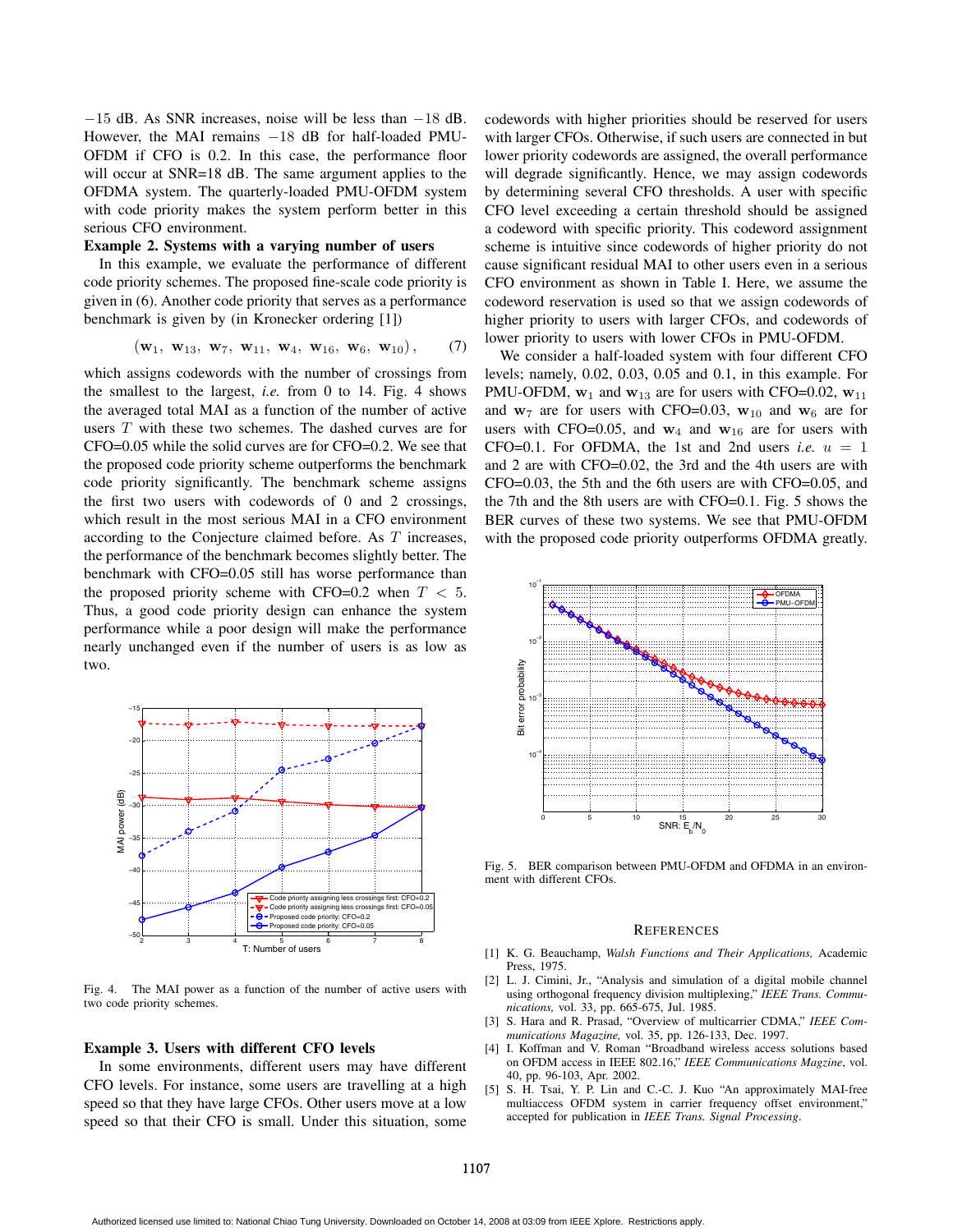−15 dB. As SNR increases, noise will be less than −18 dB. However, the MAI remains −18 dB for half-loaded PMU-OFDM if CFO is 0.2. In this case, the performance floor will occur at SNR=18 dB. The same argument applies to the OFDMA system. The quarterly-loaded PMU-OFDM system with code priority makes the system perform better in this serious CFO environment.

**Example 2. Systems with a varying number of users**

In this example, we evaluate the performance of different code priority schemes. The proposed fine-scale code priority is given in (6). Another code priority that serves as a performance benchmark is given by (in Kronecker ordering [1])

$$(\mathbf{w}_1,\ \mathbf{w}_{13},\ \mathbf{w}_7,\ \mathbf{w}_{11},\ \mathbf{w}_4,\ \mathbf{w}_{16},\ \mathbf{w}_6,\ \mathbf{w}_{10}), \qquad (7)$$

which assigns codewords with the number of crossings from the smallest to the largest, *i.e.* from 0 to 14. Fig. 4 shows the averaged total MAI as a function of the number of active users $T$ with these two schemes. The dashed curves are for CFO=0.05 while the solid curves are for CFO=0.2. We see that the proposed code priority scheme outperforms the benchmark code priority significantly. The benchmark scheme assigns the first two users with codewords of 0 and 2 crossings, which result in the most serious MAI in a CFO environment according to the Conjecture claimed before. As $T$ increases, the performance of the benchmark becomes slightly better. The benchmark with CFO=0.05 still has worse performance than the proposed priority scheme with CFO=0.2 when $T < 5$. Thus, a good code priority design can enhance the system performance while a poor design will make the performance nearly unchanged even if the number of users is as low as two.

MAI power (dB)
T: Number of users
Code priority assigning less crossings first: CFO=0.2
Code priority assigning less crossings first: CFO=0.05
Proposed code priority: CFO=0.2
Proposed code priority: CFO=0.05

Fig. 4. The MAI power as a function of the number of active users with two code priority schemes.

**Example 3. Users with different CFO levels**

In some environments, different users may have different CFO levels. For instance, some users are travelling at a high speed so that they have large CFOs. Other users move at a low speed so that their CFO is small. Under this situation, some codewords with higher priorities should be reserved for users with larger CFOs. Otherwise, if such users are connected in but lower priority codewords are assigned, the overall performance will degrade significantly. Hence, we may assign codewords by determining several CFO thresholds. A user with specific CFO level exceeding a certain threshold should be assigned a codeword with specific priority. This codeword assignment scheme is intuitive since codewords of higher priority do not cause significant residual MAI to other users even in a serious CFO environment as shown in Table I. Here, we assume the codeword reservation is used so that we assign codewords of higher priority to users with larger CFOs, and codewords of lower priority to users with lower CFOs in PMU-OFDM.

We consider a half-loaded system with four different CFO levels; namely, 0.02, 0.03, 0.05 and 0.1, in this example. For PMU-OFDM, $\mathbf{w}_1$ and $\mathbf{w}_{13}$ are for users with CFO=0.02, $\mathbf{w}_{11}$ and $\mathbf{w}_7$ are for users with CFO=0.03, $\mathbf{w}_{10}$ and $\mathbf{w}_6$ are for users with CFO=0.05, and $\mathbf{w}_4$ and $\mathbf{w}_{16}$ are for users with CFO=0.1. For OFDMA, the 1st and 2nd users *i.e.* $u = 1$ and 2 are with CFO=0.02, the 3rd and the 4th users are with CFO=0.03, the 5th and the 6th users are with CFO=0.05, and the 7th and the 8th users are with CFO=0.1. Fig. 5 shows the BER curves of these two systems. We see that PMU-OFDM with the proposed code priority outperforms OFDMA greatly.

OFDMA
PMU–OFDM
Bit error probability
SNR: $E_b/N_0$

Fig. 5. BER comparison between PMU-OFDM and OFDMA in an environment with different CFOs.

## References

[1] K. G. Beauchamp, *Walsh Functions and Their Applications,* Academic Press, 1975.

[2] L. J. Cimini, Jr., "Analysis and simulation of a digital mobile channel using orthogonal frequency division multiplexing," *IEEE Trans. Communications,* vol. 33, pp. 665-675, Jul. 1985.

[3] S. Hara and R. Prasad, "Overview of multicarrier CDMA," *IEEE Communications Magazine,* vol. 35, pp. 126-133, Dec. 1997.

[4] I. Koffman and V. Roman "Broadband wireless access solutions based on OFDM access in IEEE 802.16," *IEEE Communications Magzine*, vol. 40, pp. 96-103, Apr. 2002.

[5] S. H. Tsai, Y. P. Lin and C.-C. J. Kuo "An approximately MAI-free multiaccess OFDM system in carrier frequency offset environment," accepted for publication in *IEEE Trans. Signal Processing*.